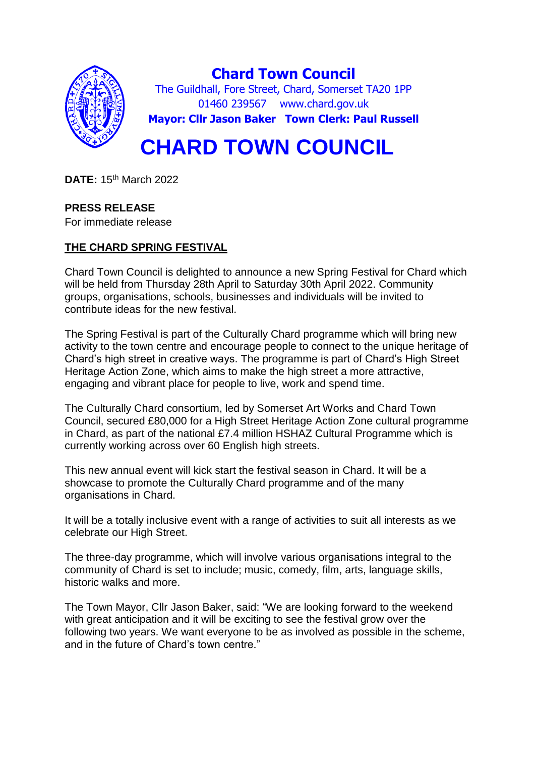**Chard Town Council**

The Guildhall, Fore Street, Chard, Somerset TA20 1PP
01460 239567    www.chard.gov.uk
**Mayor: Cllr Jason Baker   Town Clerk: Paul Russell**

# CHARD TOWN COUNCIL

**DATE:** 15th March 2022

**PRESS RELEASE**
For immediate release

**THE CHARD SPRING FESTIVAL**

Chard Town Council is delighted to announce a new Spring Festival for Chard which will be held from Thursday 28th April to Saturday 30th April 2022. Community groups, organisations, schools, businesses and individuals will be invited to contribute ideas for the new festival.

The Spring Festival is part of the Culturally Chard programme which will bring new activity to the town centre and encourage people to connect to the unique heritage of Chard's high street in creative ways. The programme is part of Chard's High Street Heritage Action Zone, which aims to make the high street a more attractive, engaging and vibrant place for people to live, work and spend time.

The Culturally Chard consortium, led by Somerset Art Works and Chard Town Council, secured £80,000 for a High Street Heritage Action Zone cultural programme in Chard, as part of the national £7.4 million HSHAZ Cultural Programme which is currently working across over 60 English high streets.

This new annual event will kick start the festival season in Chard. It will be a showcase to promote the Culturally Chard programme and of the many organisations in Chard.

It will be a totally inclusive event with a range of activities to suit all interests as we celebrate our High Street.

The three-day programme, which will involve various organisations integral to the community of Chard is set to include; music, comedy, film, arts, language skills, historic walks and more.

The Town Mayor, Cllr Jason Baker, said: "We are looking forward to the weekend with great anticipation and it will be exciting to see the festival grow over the following two years. We want everyone to be as involved as possible in the scheme, and in the future of Chard's town centre."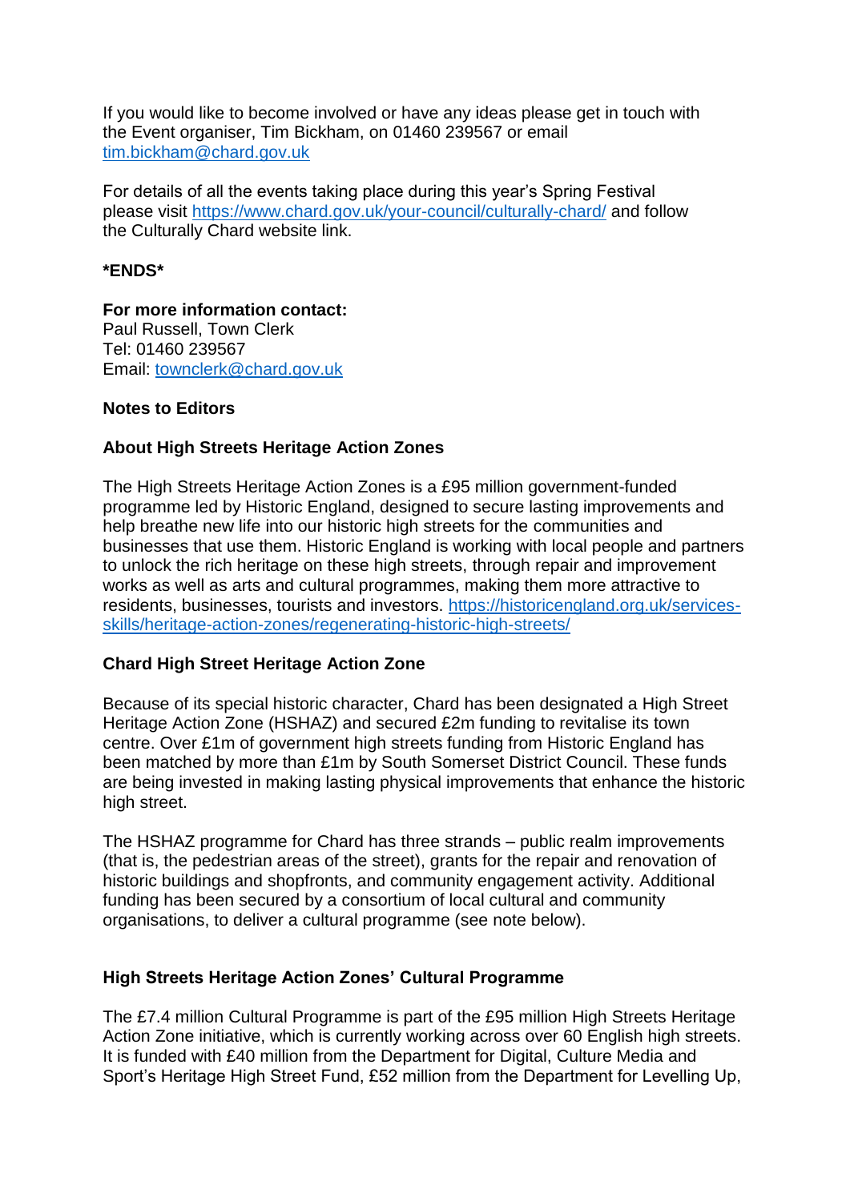If you would like to become involved or have any ideas please get in touch with the Event organiser, Tim Bickham, on 01460 239567 or email [tim.bickham@chard.gov.uk](mailto:tim.bickham@chard.gov.uk)

For details of all the events taking place during this year's Spring Festival please visit [https://www.chard.gov.uk/your-council/culturally-chard/](https://www.chard.gov.uk/your-council/culturally-chard/) and follow the Culturally Chard website link.

**\*ENDS\***

**For more information contact:**
Paul Russell, Town Clerk
Tel: 01460 239567
Email: [townclerk@chard.gov.uk](mailto:townclerk@chard.gov.uk)

**Notes to Editors**

**About High Streets Heritage Action Zones**

The High Streets Heritage Action Zones is a £95 million government-funded programme led by Historic England, designed to secure lasting improvements and help breathe new life into our historic high streets for the communities and businesses that use them. Historic England is working with local people and partners to unlock the rich heritage on these high streets, through repair and improvement works as well as arts and cultural programmes, making them more attractive to residents, businesses, tourists and investors. [https://historicengland.org.uk/services-skills/heritage-action-zones/regenerating-historic-high-streets/](https://historicengland.org.uk/services-skills/heritage-action-zones/regenerating-historic-high-streets/)

**Chard High Street Heritage Action Zone**

Because of its special historic character, Chard has been designated a High Street Heritage Action Zone (HSHAZ) and secured £2m funding to revitalise its town centre. Over £1m of government high streets funding from Historic England has been matched by more than £1m by South Somerset District Council. These funds are being invested in making lasting physical improvements that enhance the historic high street.

The HSHAZ programme for Chard has three strands – public realm improvements (that is, the pedestrian areas of the street), grants for the repair and renovation of historic buildings and shopfronts, and community engagement activity. Additional funding has been secured by a consortium of local cultural and community organisations, to deliver a cultural programme (see note below).

**High Streets Heritage Action Zones' Cultural Programme**

The £7.4 million Cultural Programme is part of the £95 million High Streets Heritage Action Zone initiative, which is currently working across over 60 English high streets. It is funded with £40 million from the Department for Digital, Culture Media and Sport's Heritage High Street Fund, £52 million from the Department for Levelling Up,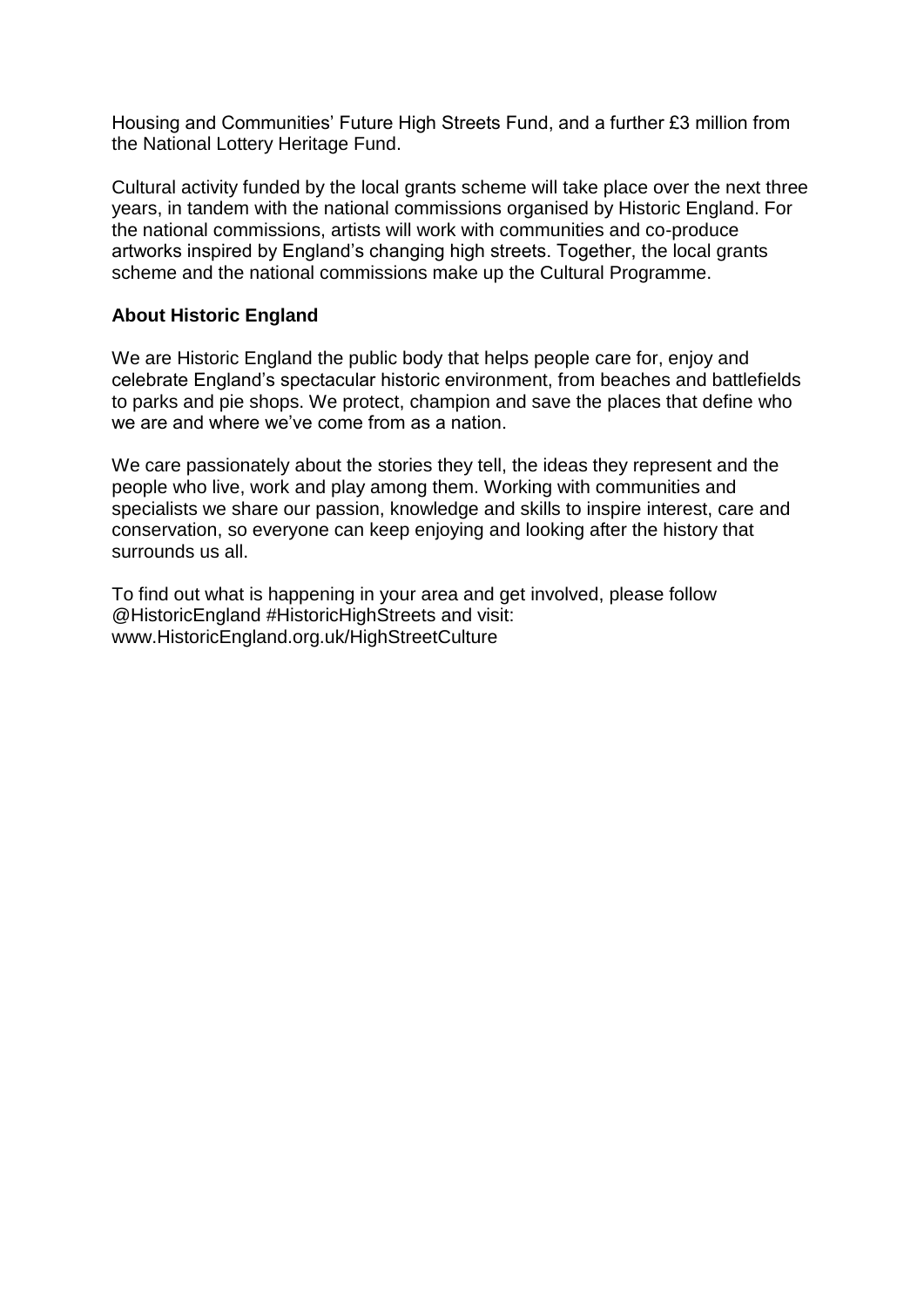Housing and Communities' Future High Streets Fund, and a further £3 million from the National Lottery Heritage Fund.

Cultural activity funded by the local grants scheme will take place over the next three years, in tandem with the national commissions organised by Historic England. For the national commissions, artists will work with communities and co-produce artworks inspired by England's changing high streets. Together, the local grants scheme and the national commissions make up the Cultural Programme.

**About Historic England**

We are Historic England the public body that helps people care for, enjoy and celebrate England's spectacular historic environment, from beaches and battlefields to parks and pie shops. We protect, champion and save the places that define who we are and where we've come from as a nation.

We care passionately about the stories they tell, the ideas they represent and the people who live, work and play among them. Working with communities and specialists we share our passion, knowledge and skills to inspire interest, care and conservation, so everyone can keep enjoying and looking after the history that surrounds us all.

To find out what is happening in your area and get involved, please follow @HistoricEngland #HistoricHighStreets and visit: www.HistoricEngland.org.uk/HighStreetCulture